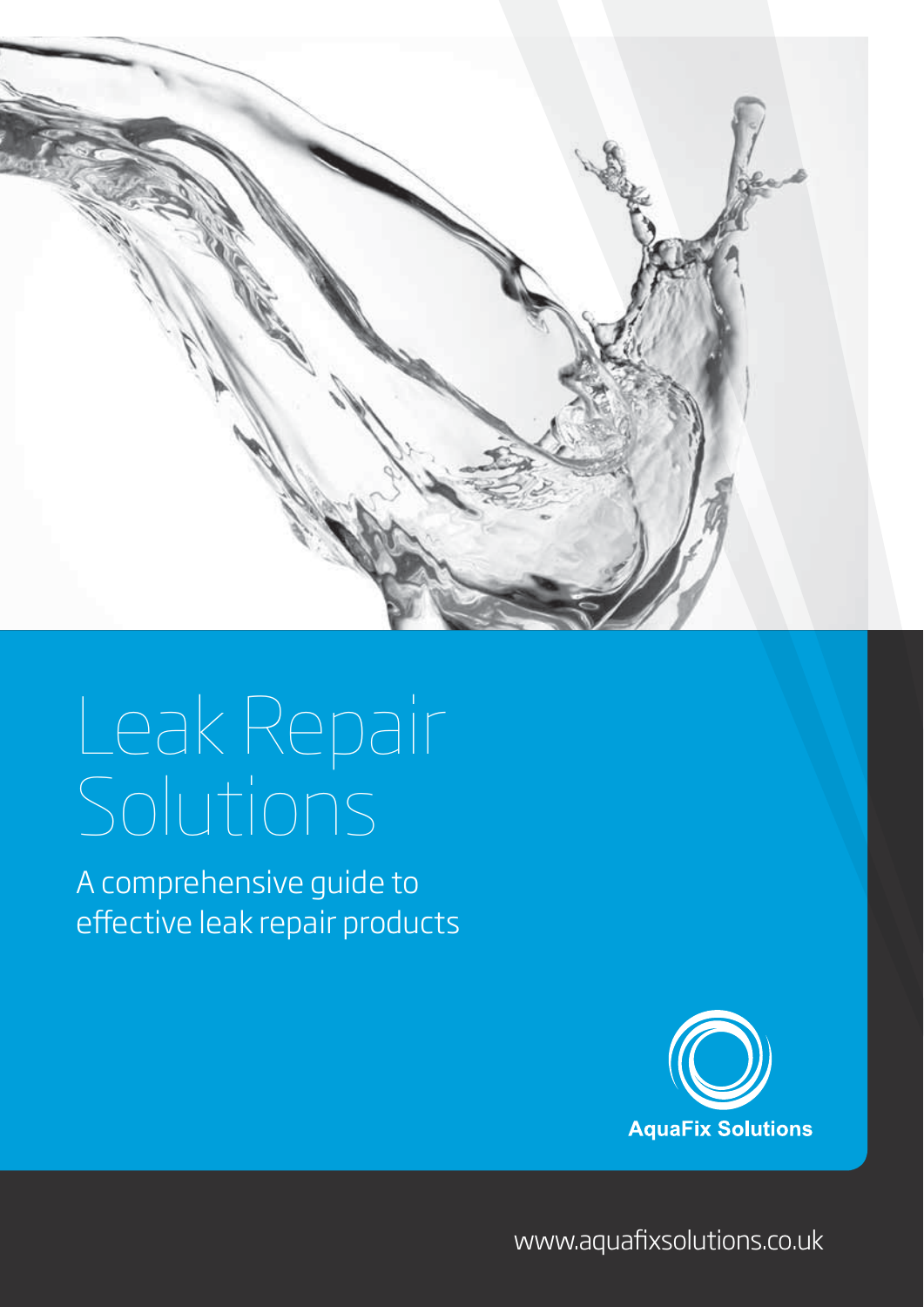# Leak Repair Solutions

A comprehensive guide to effective leak repair products

AquaFix Solutions

www.aquafixsolutions.co.uk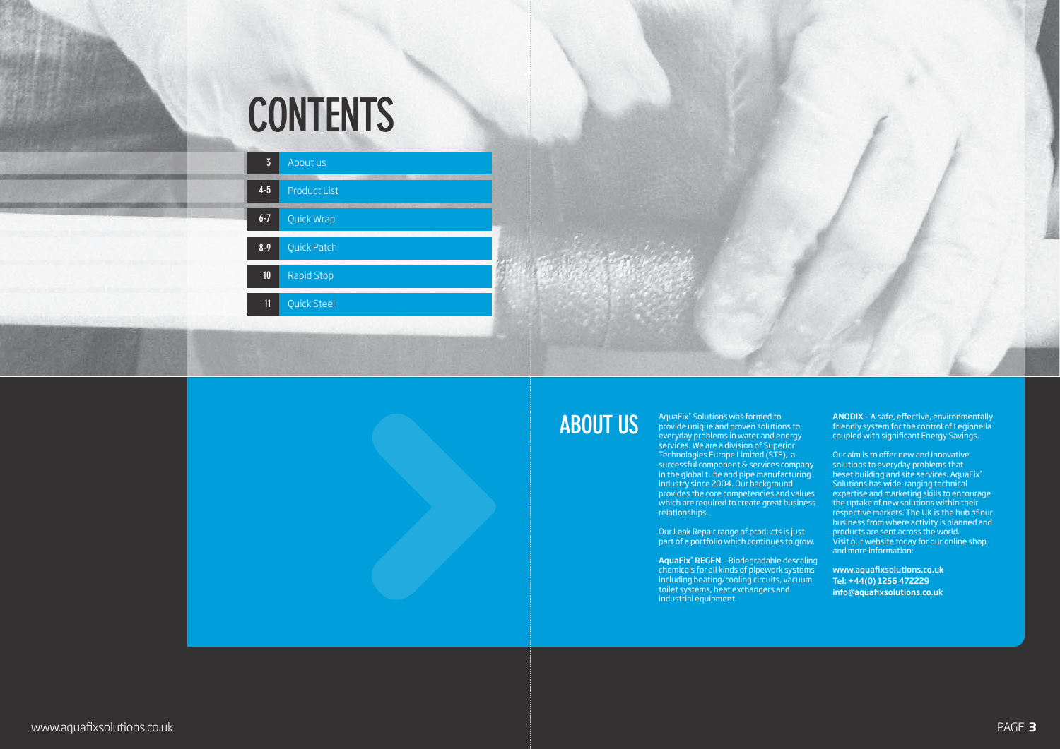# CONTENTS

| | |
|---|---|
| 3 | About us |
| 4-5 | Product List |
| 6-7 | Quick Wrap |
| 8-9 | Quick Patch |
| 10 | Rapid Stop |
| 11 | Quick Steel |

# ABOUT US

AquaFix® Solutions was formed to provide unique and proven solutions to everyday problems in water and energy services. We are a division of Superior Technologies Europe Limited (STE), a successful component & services company in the global tube and pipe manufacturing industry since 2004. Our background provides the core competencies and values which are required to create great business relationships.

Our Leak Repair range of products is just part of a portfolio which continues to grow.

**AquaFix® REGEN** – Biodegradable descaling chemicals for all kinds of pipework systems including heating/cooling circuits, vacuum toilet systems, heat exchangers and industrial equipment.

**ANODIX** – A safe, effective, environmentally friendly system for the control of Legionella coupled with significant Energy Savings.

Our aim is to offer new and innovative solutions to everyday problems that beset building and site services. AquaFix® Solutions has wide-ranging technical expertise and marketing skills to encourage the uptake of new solutions within their respective markets. The UK is the hub of our business from where activity is planned and products are sent across the world. Visit our website today for our online shop and more information:

**www.aquafixsolutions.co.uk**
**Tel: +44(0) 1256 472229**
**info@aquafixsolutions.co.uk**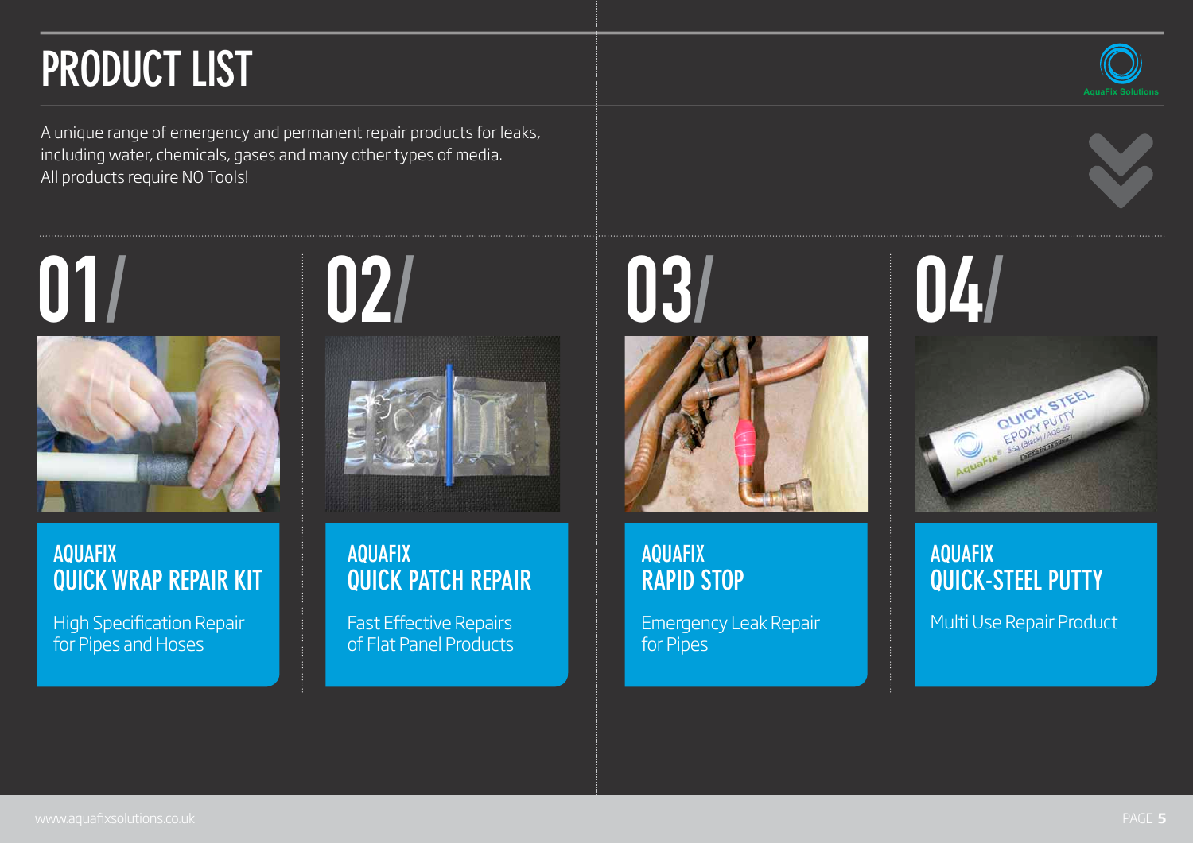# PRODUCT LIST

A unique range of emergency and permanent repair products for leaks, including water, chemicals, gases and many other types of media. All products require NO Tools!

## 01/

### AQUAFIX QUICK WRAP REPAIR KIT

High Specification Repair for Pipes and Hoses

## 02/

### AQUAFIX QUICK PATCH REPAIR

Fast Effective Repairs of Flat Panel Products

## 03/

### AQUAFIX RAPID STOP

Emergency Leak Repair for Pipes

## 04/

### AQUAFIX QUICK-STEEL PUTTY

Multi Use Repair Product

www.aquafixsolutions.co.uk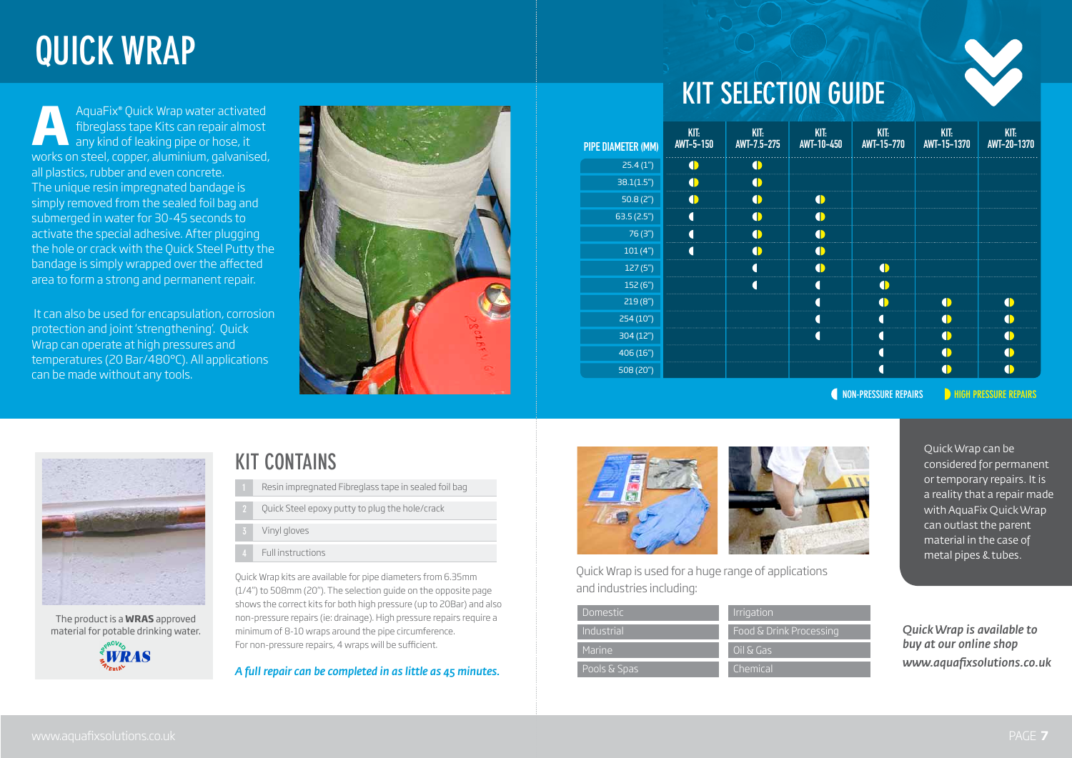# QUICK WRAP

AquaFix® Quick Wrap water activated fibreglass tape Kits can repair almost any kind of leaking pipe or hose, it works on steel, copper, aluminium, galvanised, all plastics, rubber and even concrete. The unique resin impregnated bandage is simply removed from the sealed foil bag and submerged in water for 30-45 seconds to activate the special adhesive. After plugging the hole or crack with the Quick Steel Putty the bandage is simply wrapped over the affected area to form a strong and permanent repair.

It can also be used for encapsulation, corrosion protection and joint 'strengthening'. Quick Wrap can operate at high pressures and temperatures (20 Bar/480°C). All applications can be made without any tools.

## KIT SELECTION GUIDE

| PIPE DIAMETER (MM) | KIT: AWT-5-150 | KIT: AWT-7.5-275 | KIT: AWT-10-450 | KIT: AWT-15-770 | KIT: AWT-15-1370 | KIT: AWT-20-1370 |
|---|---|---|---|---|---|---|
| 25.4 (1") | ◐ | ◐ | | | | |
| 38.1(1.5") | ◐ | ◐ | | | | |
| 50.8 (2") | ◐ | ◐ | ◐ | | | |
| 63.5 (2.5") | ◖ | ◐ | ◐ | | | |
| 76 (3") | ◖ | ◐ | ◐ | | | |
| 101 (4") | ◖ | ◐ | ◐ | | | |
| 127 (5") | | ◖ | ◐ | ◐ | | |
| 152 (6") | | ◖ | ◖ | ◐ | | |
| 219 (8") | | | ◖ | ◐ | ◐ | ◐ |
| 254 (10") | | | ◖ | ◖ | ◐ | ◐ |
| 304 (12") | | | ◖ | ◖ | ◐ | ◐ |
| 406 (16") | | | | ◖ | ◐ | ◐ |
| 508 (20") | | | | ◖ | ◐ | ◐ |

◖ NON-PRESSURE REPAIRS ◗ HIGH PRESSURE REPAIRS

The product is a **WRAS** approved material for potable drinking water.

## KIT CONTAINS

1. Resin impregnated Fibreglass tape in sealed foil bag
2. Quick Steel epoxy putty to plug the hole/crack
3. Vinyl gloves
4. Full instructions

Quick Wrap kits are available for pipe diameters from 6.35mm (1/4") to 508mm (20"). The selection guide on the opposite page shows the correct kits for both high pressure (up to 20Bar) and also non-pressure repairs (ie: drainage). High pressure repairs require a minimum of 8-10 wraps around the pipe circumference. For non-pressure repairs, 4 wraps will be sufficient.

*A full repair can be completed in as little as 45 minutes.*

Quick Wrap is used for a huge range of applications and industries including:

| | |
|---|---|
| Domestic | Irrigation |
| Industrial | Food & Drink Processing |
| Marine | Oil & Gas |
| Pools & Spas | Chemical |

Quick Wrap can be considered for permanent or temporary repairs. It is a reality that a repair made with AquaFix Quick Wrap can outlast the parent material in the case of metal pipes & tubes.

*Quick Wrap is available to buy at our online shop*
*www.aquafixsolutions.co.uk*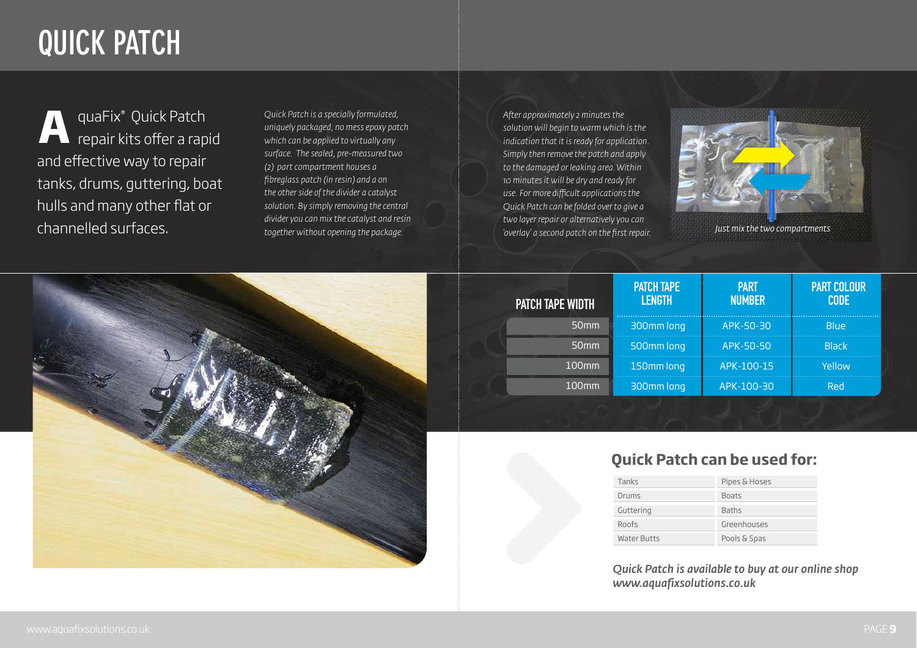# QUICK PATCH

AquaFix® Quick Patch repair kits offer a rapid and effective way to repair tanks, drums, guttering, boat hulls and many other flat or channelled surfaces.

*Quick Patch is a specially formulated, uniquely packaged, no mess epoxy patch which can be applied to virtually any surface. The sealed, pre-measured two (2) part compartment houses a fibreglass patch (in resin) and a on the other side of the divider a catalyst solution. By simply removing the central divider you can mix the catalyst and resin together without opening the package.*

*After approximately 2 minutes the solution will begin to warm which is the indication that it is ready for application. Simply then remove the patch and apply to the damaged or leaking area. Within 10 minutes it will be dry and ready for use. For more difficult applications the Quick Patch can be folded over to give a two layer repair or alternatively you can 'overlay' a second patch on the first repair.*

*Just mix the two compartments*

| PATCH TAPE WIDTH | PATCH TAPE LENGTH | PART NUMBER | PART COLOUR CODE |
|---|---|---|---|
| 50mm | 300mm long | APK-50-30 | Blue |
| 50mm | 500mm long | APK-50-50 | Black |
| 100mm | 150mm long | APK-100-15 | Yellow |
| 100mm | 300mm long | APK-100-30 | Red |

## Quick Patch can be used for:

| | |
|---|---|
| Tanks | Pipes & Hoses |
| Drums | Boats |
| Guttering | Baths |
| Roofs | Greenhouses |
| Water Butts | Pools & Spas |

***Quick Patch is available to buy at our online shop www.aquafixsolutions.co.uk***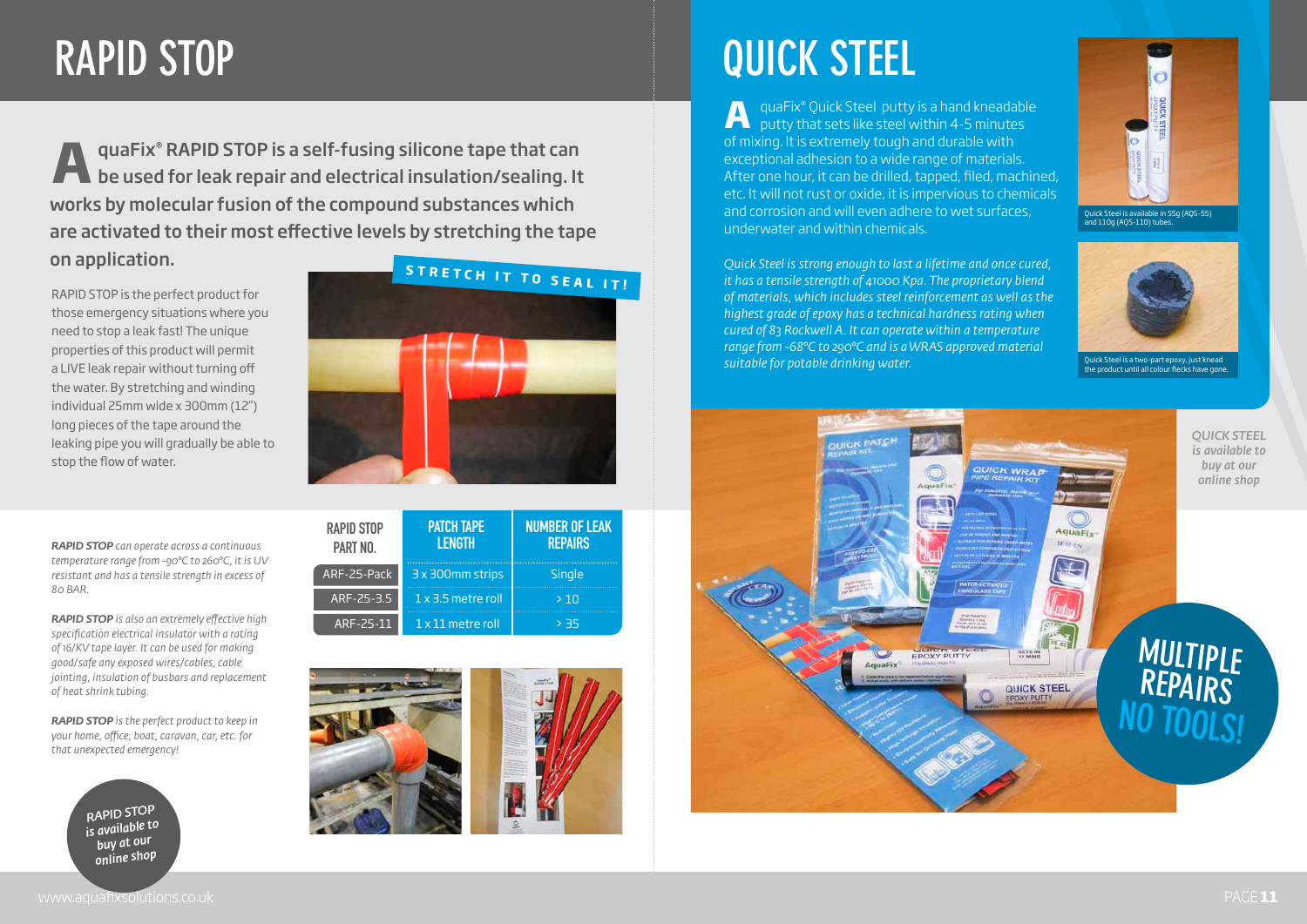# RAPID STOP

**AquaFix® RAPID STOP is a self-fusing silicone tape that can be used for leak repair and electrical insulation/sealing. It works by molecular fusion of the compound substances which are activated to their most effective levels by stretching the tape on application.**

RAPID STOP is the perfect product for those emergency situations where you need to stop a leak fast! The unique properties of this product will permit a LIVE leak repair without turning off the water. By stretching and winding individual 25mm wide x 300mm (12") long pieces of the tape around the leaking pipe you will gradually be able to stop the flow of water.

**STRETCH IT TO SEAL IT!**

***RAPID STOP*** *can operate across a continuous temperature range from -90°C to 260°C, it is UV resistant and has a tensile strength in excess of 80 BAR.*

***RAPID STOP*** *is also an extremely effective high specification electrical insulator with a rating of 16/KV tape layer. It can be used for making good/safe any exposed wires/cables, cable jointing, insulation of busbars and replacement of heat shrink tubing.*

***RAPID STOP*** *is the perfect product to keep in your home, office, boat, caravan, car, etc. for that unexpected emergency!*

| RAPID STOP PART NO. | PATCH TAPE LENGTH | NUMBER OF LEAK REPAIRS |
|---|---|---|
| ARF-25-Pack | 3 x 300mm strips | Single |
| ARF-25-3.5 | 1 x 3.5 metre roll | > 10 |
| ARF-25-11 | 1 x 11 metre roll | > 35 |

*RAPID STOP is available to buy at our online shop*

# QUICK STEEL

AquaFix® Quick Steel putty is a hand kneadable putty that sets like steel within 4-5 minutes of mixing. It is extremely tough and durable with exceptional adhesion to a wide range of materials. After one hour, it can be drilled, tapped, filed, machined, etc. It will not rust or oxide, it is impervious to chemicals and corrosion and will even adhere to wet surfaces, underwater and within chemicals.

*Quick Steel is strong enough to last a lifetime and once cured, it has a tensile strength of 41000 Kpa. The proprietary blend of materials, which includes steel reinforcement as well as the highest grade of epoxy has a technical hardness rating when cured of 83 Rockwell A. It can operate within a temperature range from -68°C to 290°C and is a WRAS approved material suitable for potable drinking water.*

Quick Steel is available in 55g (AQS-55) and 110g (AQS-110) tubes.

Quick Steel is a two-part epoxy, just knead the product until all colour flecks have gone.

*QUICK STEEL is available to buy at our online shop*

**MULTIPLE REPAIRS NO TOOLS!**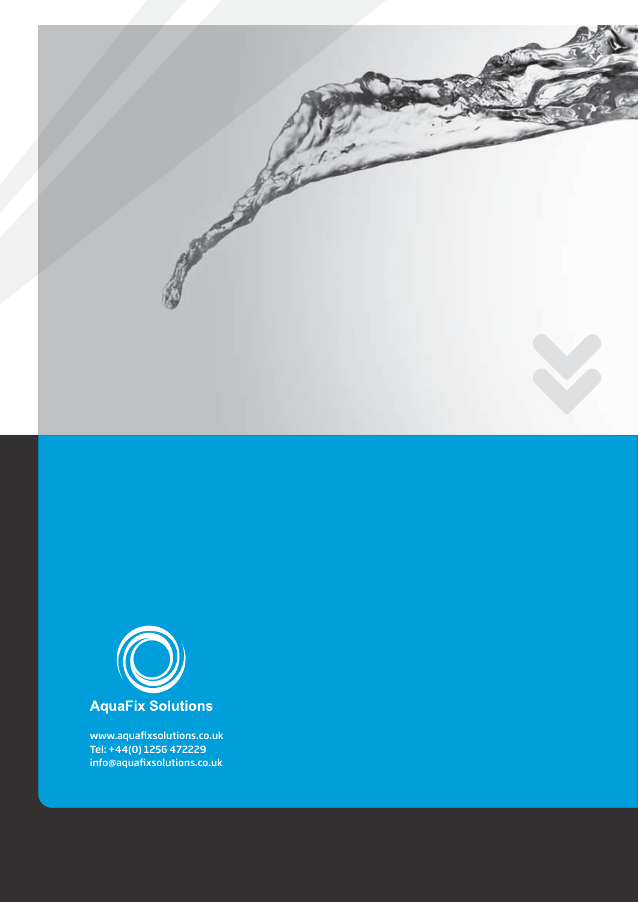AquaFix Solutions

www.aquafixsolutions.co.uk
Tel: +44(0) 1256 472229
info@aquafixsolutions.co.uk